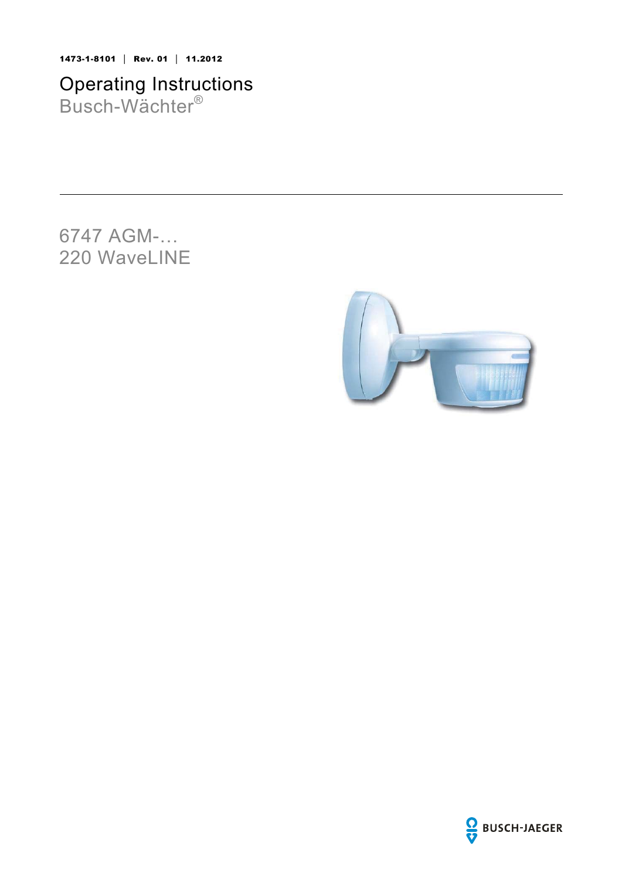**1473-1-8101 | Rev. 01 | 11.2012**

# Operating Instructions

## Busch-Wächter®

6747 AGM-…
220 WaveLINE

BUSCH-JAEGER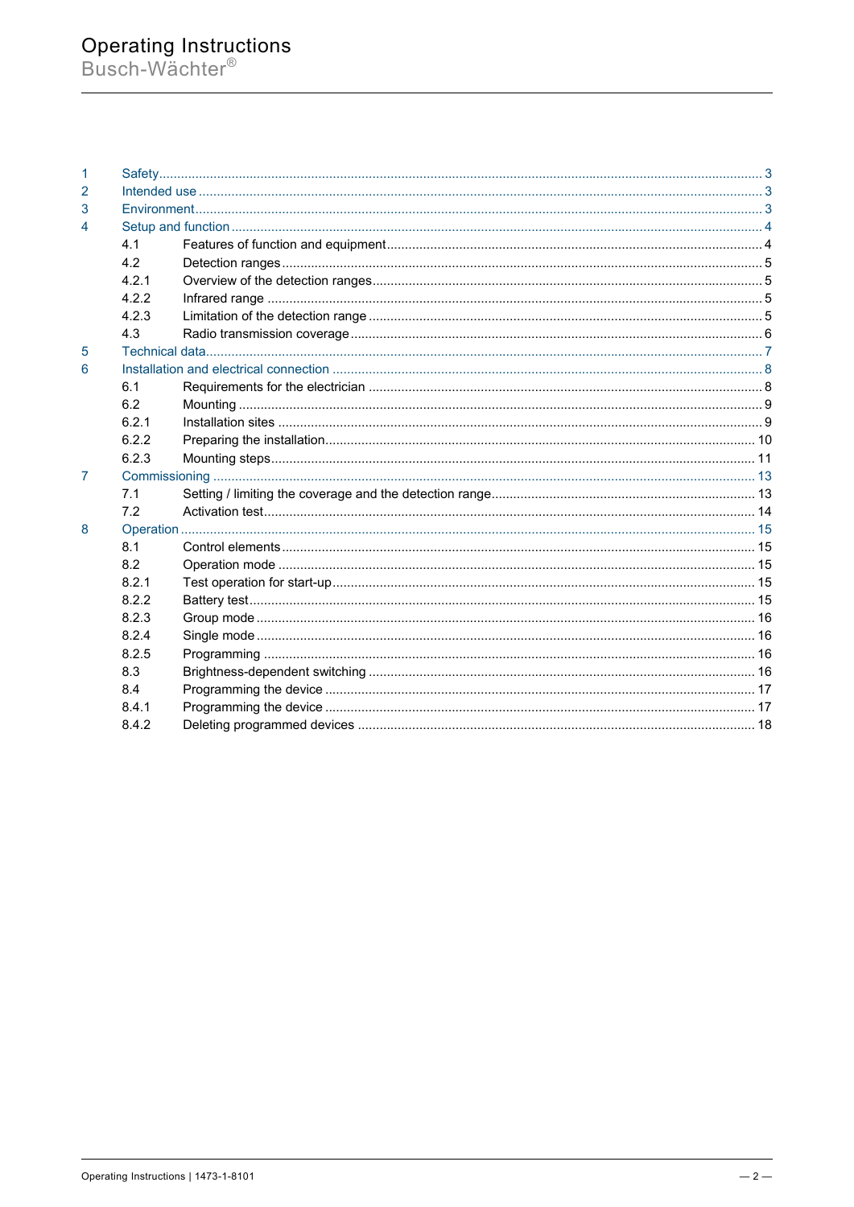| | | |
|---|---|---|
| 1 | Safety | 3 |
| 2 | Intended use | 3 |
| 3 | Environment | 3 |
| 4 | Setup and function | 4 |
| 4.1 | Features of function and equipment | 4 |
| 4.2 | Detection ranges | 5 |
| 4.2.1 | Overview of the detection ranges | 5 |
| 4.2.2 | Infrared range | 5 |
| 4.2.3 | Limitation of the detection range | 5 |
| 4.3 | Radio transmission coverage | 6 |
| 5 | Technical data | 7 |
| 6 | Installation and electrical connection | 8 |
| 6.1 | Requirements for the electrician | 8 |
| 6.2 | Mounting | 9 |
| 6.2.1 | Installation sites | 9 |
| 6.2.2 | Preparing the installation | 10 |
| 6.2.3 | Mounting steps | 11 |
| 7 | Commissioning | 13 |
| 7.1 | Setting / limiting the coverage and the detection range | 13 |
| 7.2 | Activation test | 14 |
| 8 | Operation | 15 |
| 8.1 | Control elements | 15 |
| 8.2 | Operation mode | 15 |
| 8.2.1 | Test operation for start-up | 15 |
| 8.2.2 | Battery test | 15 |
| 8.2.3 | Group mode | 16 |
| 8.2.4 | Single mode | 16 |
| 8.2.5 | Programming | 16 |
| 8.3 | Brightness-dependent switching | 16 |
| 8.4 | Programming the device | 17 |
| 8.4.1 | Programming the device | 17 |
| 8.4.2 | Deleting programmed devices | 18 |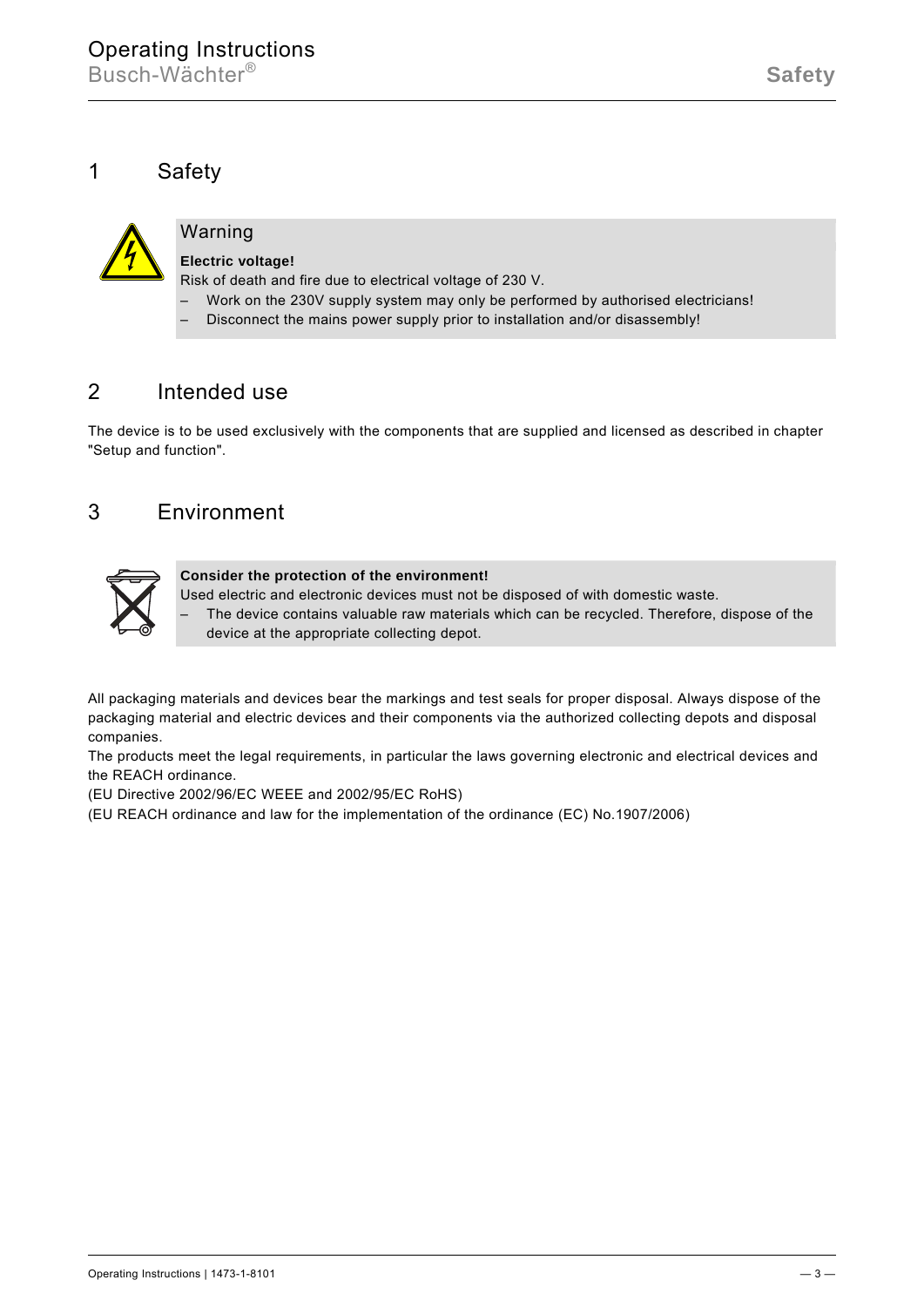# 1 Safety

**Warning**

**Electric voltage!**

Risk of death and fire due to electrical voltage of 230 V.

– Work on the 230V supply system may only be performed by authorised electricians!
– Disconnect the mains power supply prior to installation and/or disassembly!

# 2 Intended use

The device is to be used exclusively with the components that are supplied and licensed as described in chapter "Setup and function".

# 3 Environment

**Consider the protection of the environment!**

Used electric and electronic devices must not be disposed of with domestic waste.

– The device contains valuable raw materials which can be recycled. Therefore, dispose of the device at the appropriate collecting depot.

All packaging materials and devices bear the markings and test seals for proper disposal. Always dispose of the packaging material and electric devices and their components via the authorized collecting depots and disposal companies.

The products meet the legal requirements, in particular the laws governing electronic and electrical devices and the REACH ordinance.

(EU Directive 2002/96/EC WEEE and 2002/95/EC RoHS)

(EU REACH ordinance and law for the implementation of the ordinance (EC) No.1907/2006)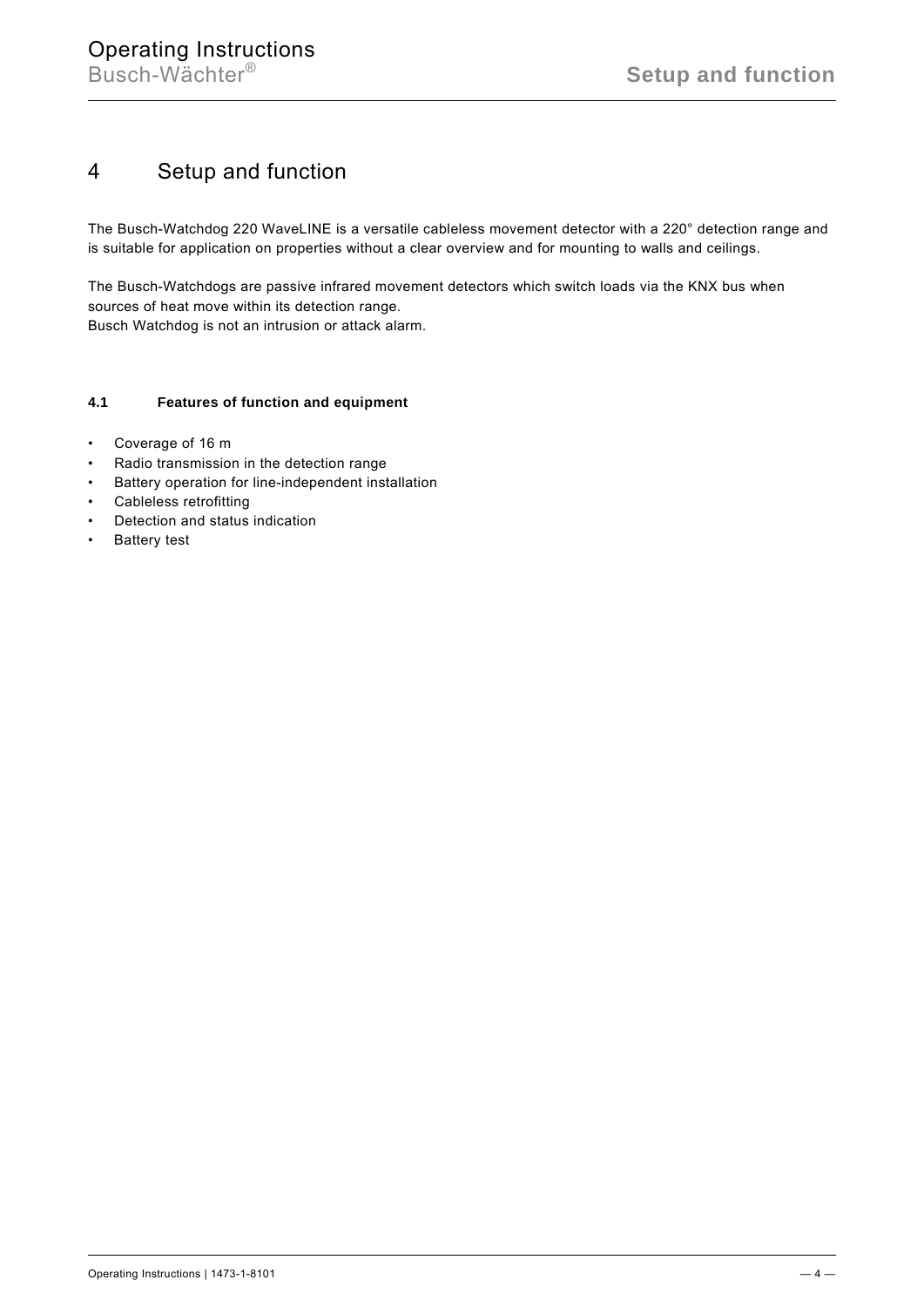# 4 Setup and function

The Busch-Watchdog 220 WaveLINE is a versatile cableless movement detector with a 220° detection range and is suitable for application on properties without a clear overview and for mounting to walls and ceilings.

The Busch-Watchdogs are passive infrared movement detectors which switch loads via the KNX bus when sources of heat move within its detection range.
Busch Watchdog is not an intrusion or attack alarm.

## 4.1 Features of function and equipment

- Coverage of 16 m
- Radio transmission in the detection range
- Battery operation for line-independent installation
- Cableless retrofitting
- Detection and status indication
- Battery test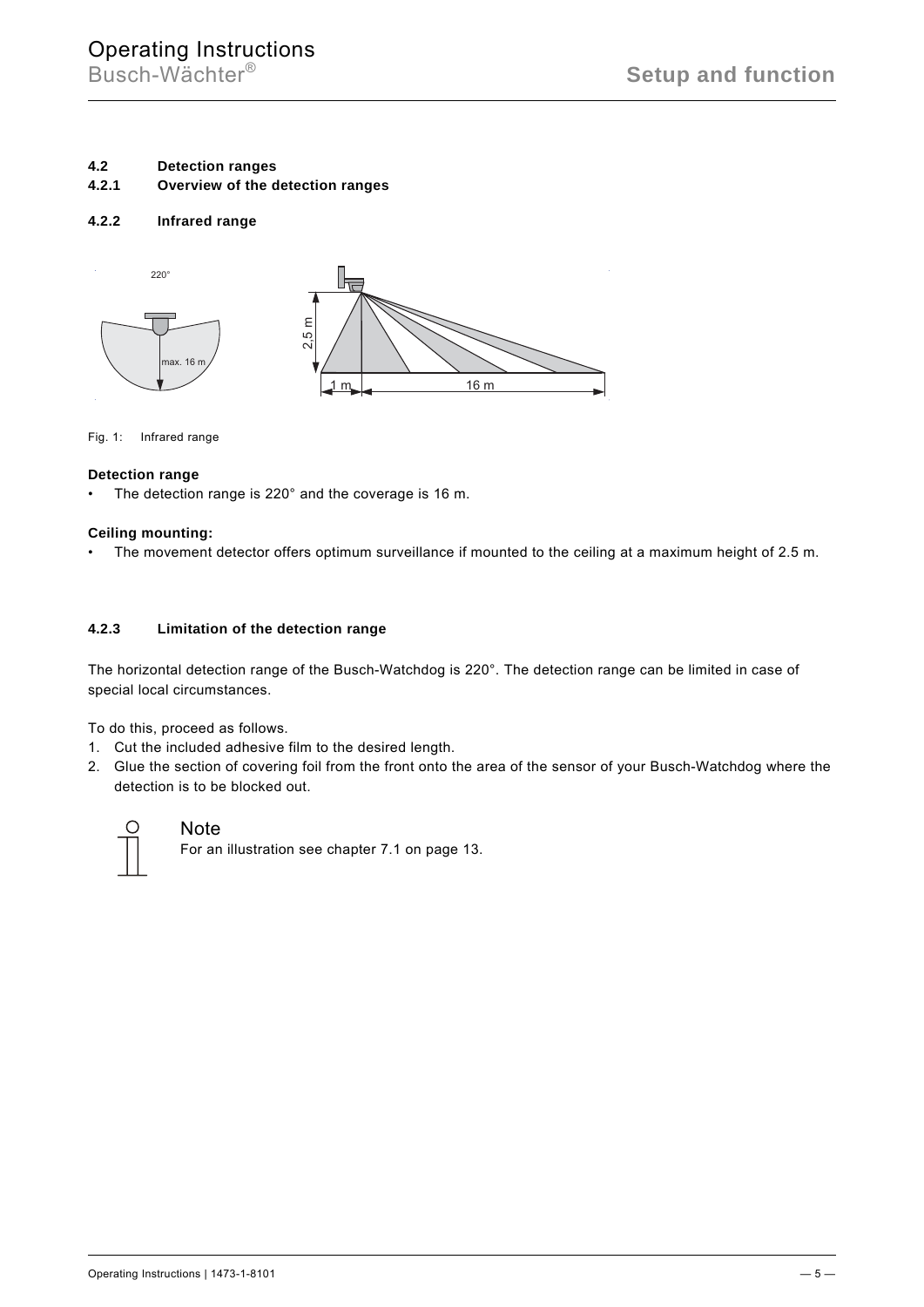## 4.2 Detection ranges

### 4.2.1 Overview of the detection ranges

### 4.2.2 Infrared range

Fig. 1: Infrared range

**Detection range**

- The detection range is 220° and the coverage is 16 m.

**Ceiling mounting:**

- The movement detector offers optimum surveillance if mounted to the ceiling at a maximum height of 2.5 m.

### 4.2.3 Limitation of the detection range

The horizontal detection range of the Busch-Watchdog is 220°. The detection range can be limited in case of special local circumstances.

To do this, proceed as follows.

1. Cut the included adhesive film to the desired length.
2. Glue the section of covering foil from the front onto the area of the sensor of your Busch-Watchdog where the detection is to be blocked out.

**Note**

For an illustration see chapter 7.1 on page 13.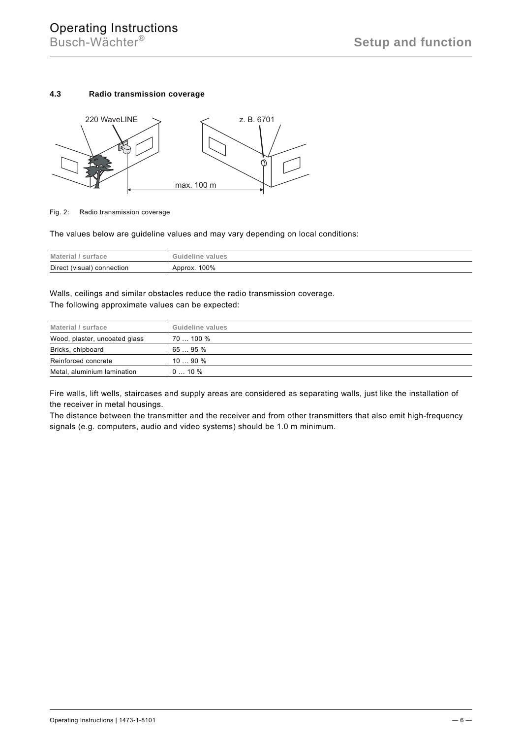### 4.3 Radio transmission coverage

Fig. 2: Radio transmission coverage

The values below are guideline values and may vary depending on local conditions:

| Material / surface | Guideline values |
|---|---|
| Direct (visual) connection | Approx. 100% |

Walls, ceilings and similar obstacles reduce the radio transmission coverage.
The following approximate values can be expected:

| Material / surface | Guideline values |
|---|---|
| Wood, plaster, uncoated glass | 70 … 100 % |
| Bricks, chipboard | 65 … 95 % |
| Reinforced concrete | 10 … 90 % |
| Metal, aluminium lamination | 0 … 10 % |

Fire walls, lift wells, staircases and supply areas are considered as separating walls, just like the installation of the receiver in metal housings.
The distance between the transmitter and the receiver and from other transmitters that also emit high-frequency signals (e.g. computers, audio and video systems) should be 1.0 m minimum.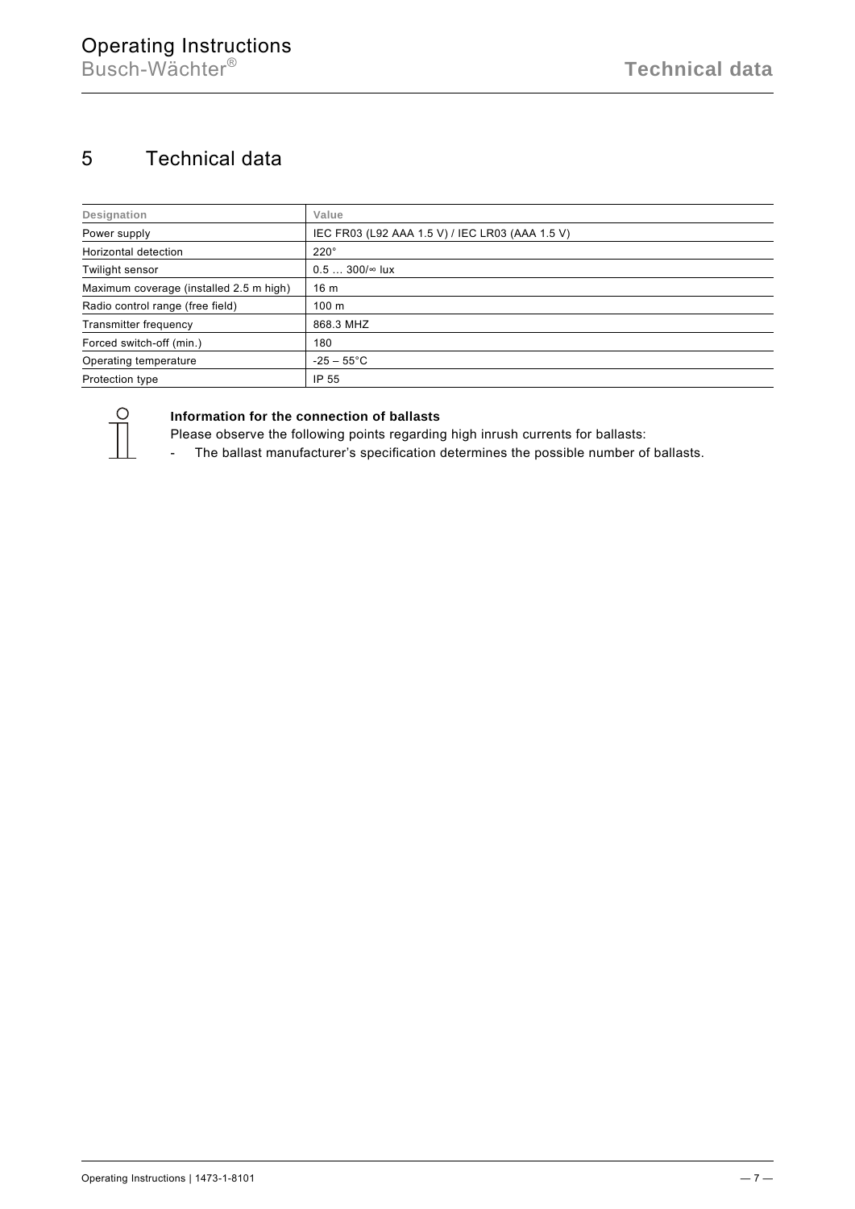# 5 Technical data

| Designation | Value |
|---|---|
| Power supply | IEC FR03 (L92 AAA 1.5 V) / IEC LR03 (AAA 1.5 V) |
| Horizontal detection | 220° |
| Twilight sensor | 0.5 … 300/∞ lux |
| Maximum coverage (installed 2.5 m high) | 16 m |
| Radio control range (free field) | 100 m |
| Transmitter frequency | 868.3 MHZ |
| Forced switch-off (min.) | 180 |
| Operating temperature | -25 – 55°C |
| Protection type | IP 55 |

**Information for the connection of ballasts**

Please observe the following points regarding high inrush currents for ballasts:

- The ballast manufacturer's specification determines the possible number of ballasts.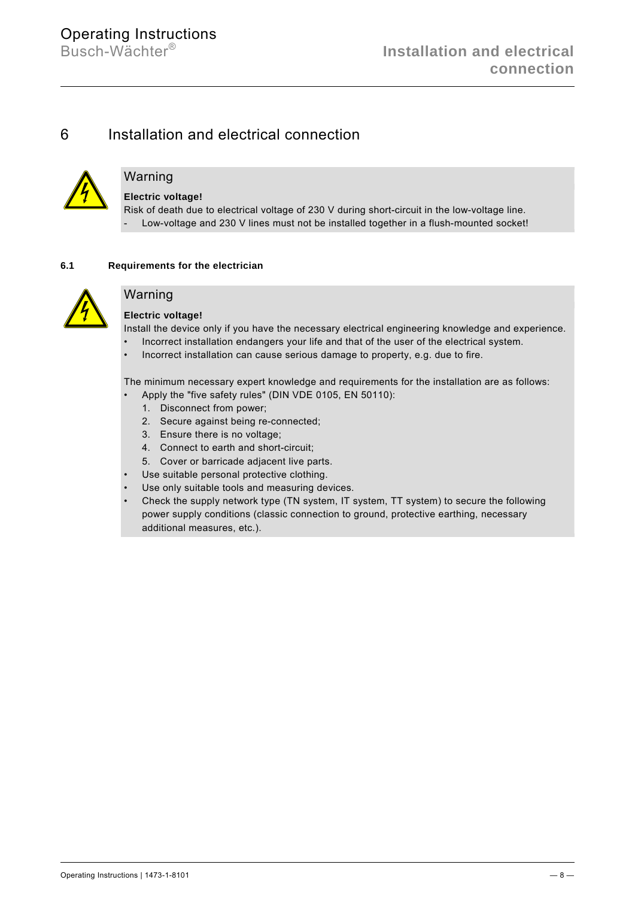# 6 Installation and electrical connection

> **Warning**
>
> **Electric voltage!**
>
> Risk of death due to electrical voltage of 230 V during short-circuit in the low-voltage line.
>
> - Low-voltage and 230 V lines must not be installed together in a flush-mounted socket!

## 6.1 Requirements for the electrician

> **Warning**
>
> **Electric voltage!**
>
> Install the device only if you have the necessary electrical engineering knowledge and experience.
>
> - Incorrect installation endangers your life and that of the user of the electrical system.
> - Incorrect installation can cause serious damage to property, e.g. due to fire.
>
> The minimum necessary expert knowledge and requirements for the installation are as follows:
>
> - Apply the "five safety rules" (DIN VDE 0105, EN 50110):
>   1. Disconnect from power;
>   2. Secure against being re-connected;
>   3. Ensure there is no voltage;
>   4. Connect to earth and short-circuit;
>   5. Cover or barricade adjacent live parts.
> - Use suitable personal protective clothing.
> - Use only suitable tools and measuring devices.
> - Check the supply network type (TN system, IT system, TT system) to secure the following power supply conditions (classic connection to ground, protective earthing, necessary additional measures, etc.).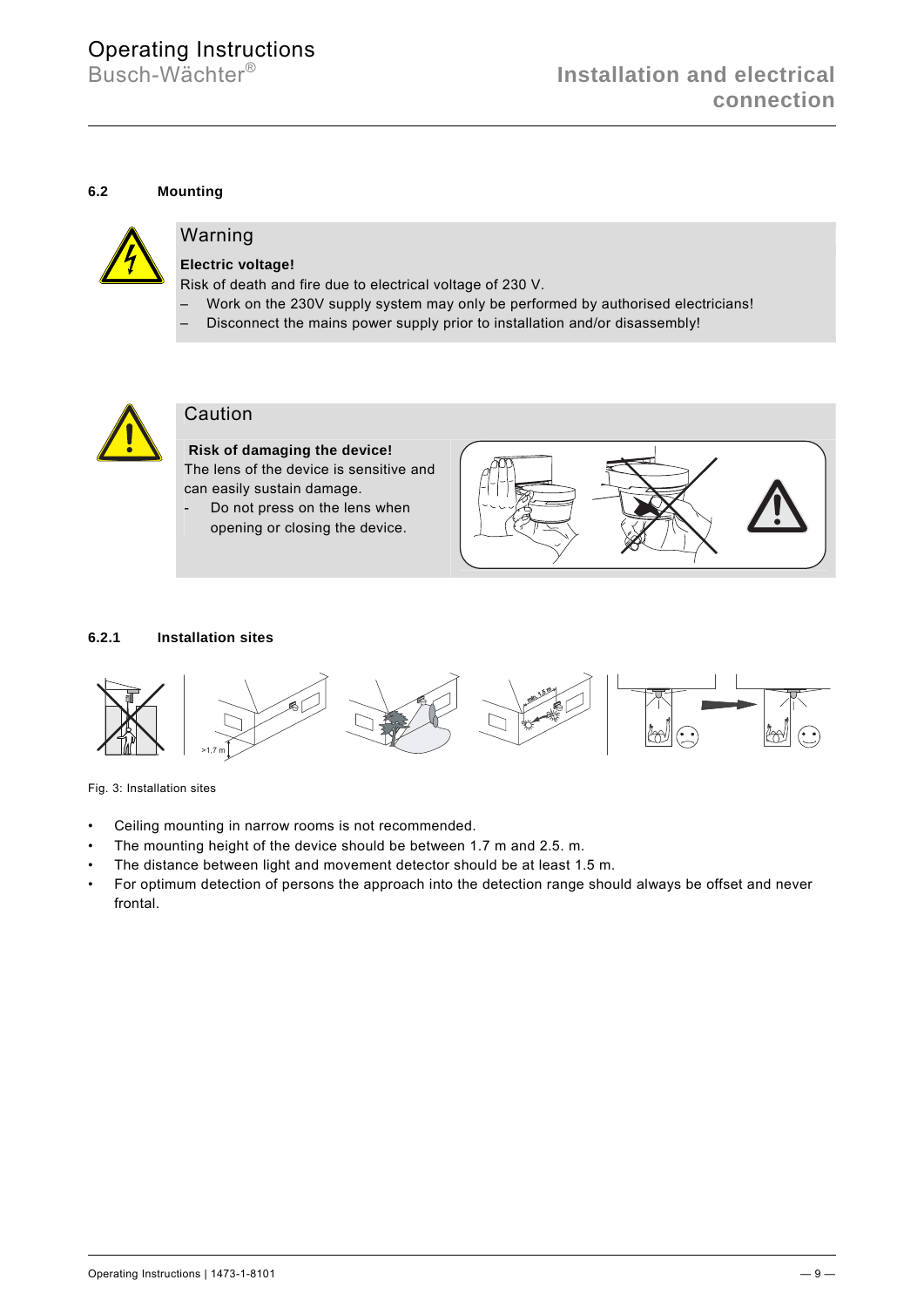### 6.2 Mounting

**Warning**

**Electric voltage!**

Risk of death and fire due to electrical voltage of 230 V.

– Work on the 230V supply system may only be performed by authorised electricians!
– Disconnect the mains power supply prior to installation and/or disassembly!

**Caution**

**Risk of damaging the device!**

The lens of the device is sensitive and can easily sustain damage.

- Do not press on the lens when opening or closing the device.

#### 6.2.1 Installation sites

Fig. 3: Installation sites

- Ceiling mounting in narrow rooms is not recommended.
- The mounting height of the device should be between 1.7 m and 2.5. m.
- The distance between light and movement detector should be at least 1.5 m.
- For optimum detection of persons the approach into the detection range should always be offset and never frontal.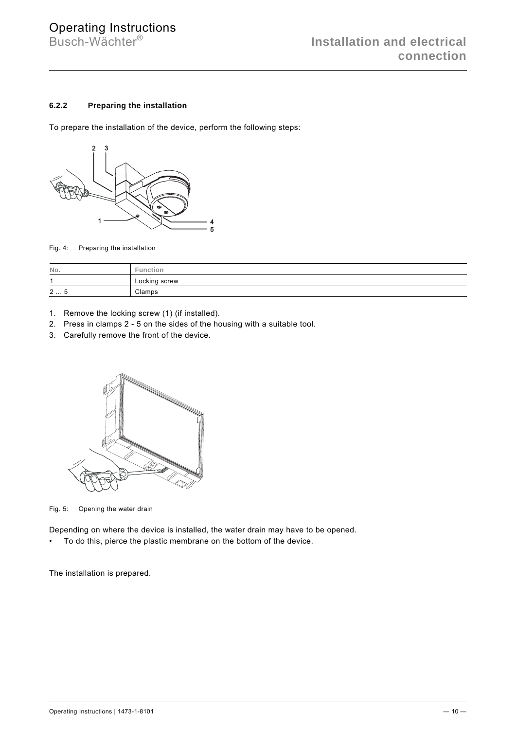### 6.2.2 Preparing the installation

To prepare the installation of the device, perform the following steps:

Fig. 4: Preparing the installation

| No. | Function |
|---|---|
| 1 | Locking screw |
| 2 … 5 | Clamps |

1. Remove the locking screw (1) (if installed).
2. Press in clamps 2 - 5 on the sides of the housing with a suitable tool.
3. Carefully remove the front of the device.

Fig. 5: Opening the water drain

Depending on where the device is installed, the water drain may have to be opened.

- To do this, pierce the plastic membrane on the bottom of the device.

The installation is prepared.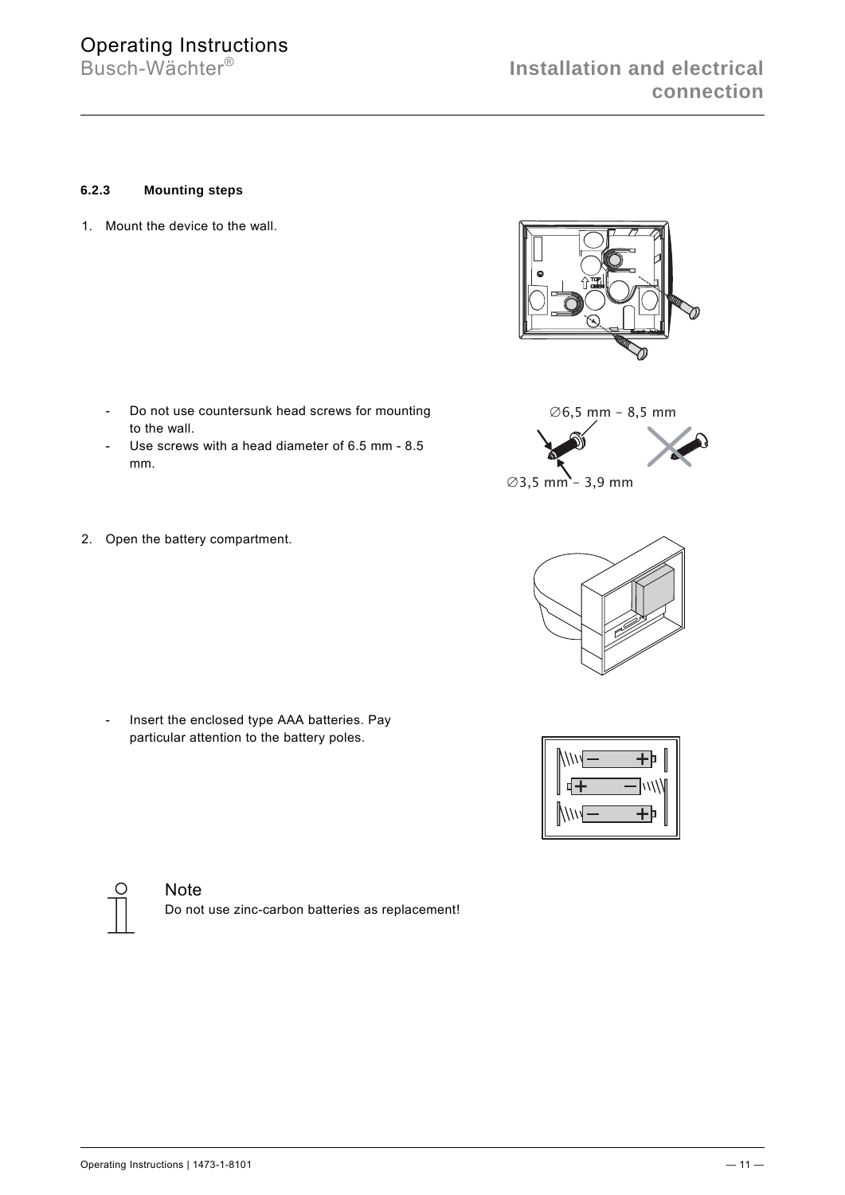#### 6.2.3 Mounting steps

1. Mount the device to the wall.

   - Do not use countersunk head screws for mounting to the wall.
   - Use screws with a head diameter of 6.5 mm - 8.5 mm.

2. Open the battery compartment.

   - Insert the enclosed type AAA batteries. Pay particular attention to the battery poles.

**Note**

Do not use zinc-carbon batteries as replacement!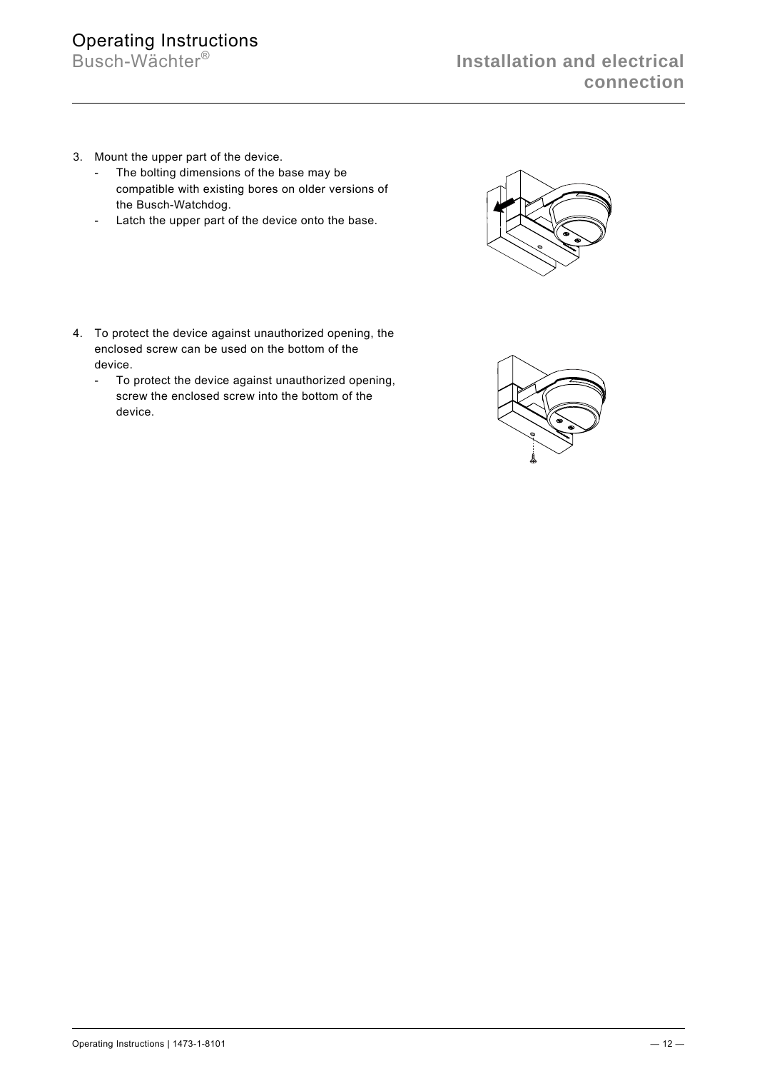3. Mount the upper part of the device.
   - The bolting dimensions of the base may be compatible with existing bores on older versions of the Busch-Watchdog.
   - Latch the upper part of the device onto the base.

4. To protect the device against unauthorized opening, the enclosed screw can be used on the bottom of the device.
   - To protect the device against unauthorized opening, screw the enclosed screw into the bottom of the device.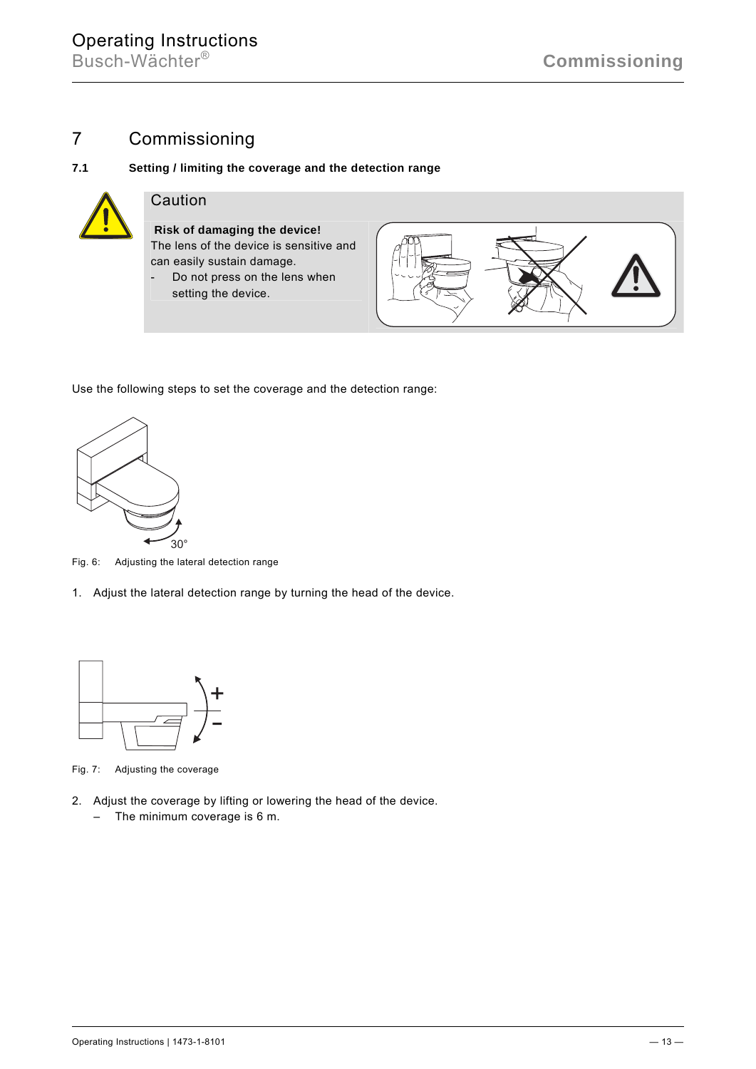# 7 Commissioning

### 7.1 Setting / limiting the coverage and the detection range

**Caution**

**Risk of damaging the device!**

The lens of the device is sensitive and can easily sustain damage.

- Do not press on the lens when setting the device.

Use the following steps to set the coverage and the detection range:

30°

Fig. 6: Adjusting the lateral detection range

1. Adjust the lateral detection range by turning the head of the device.

Fig. 7: Adjusting the coverage

2. Adjust the coverage by lifting or lowering the head of the device.
   – The minimum coverage is 6 m.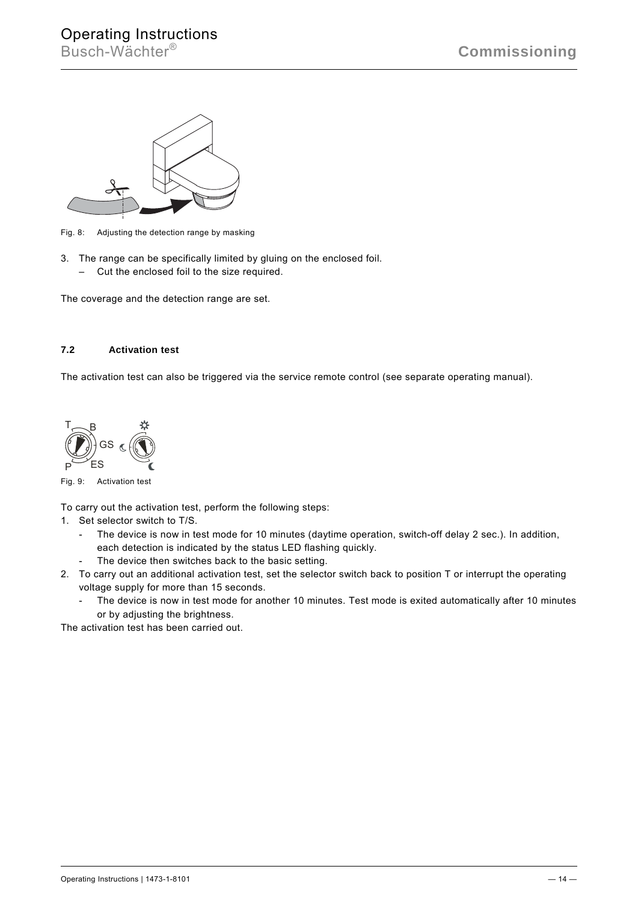Fig. 8: Adjusting the detection range by masking

3. The range can be specifically limited by gluing on the enclosed foil.
   – Cut the enclosed foil to the size required.

The coverage and the detection range are set.

### 7.2 Activation test

The activation test can also be triggered via the service remote control (see separate operating manual).

Fig. 9: Activation test

To carry out the activation test, perform the following steps:

1. Set selector switch to T/S.
   - The device is now in test mode for 10 minutes (daytime operation, switch-off delay 2 sec.). In addition, each detection is indicated by the status LED flashing quickly.
   - The device then switches back to the basic setting.
2. To carry out an additional activation test, set the selector switch back to position T or interrupt the operating voltage supply for more than 15 seconds.
   - The device is now in test mode for another 10 minutes. Test mode is exited automatically after 10 minutes or by adjusting the brightness.

The activation test has been carried out.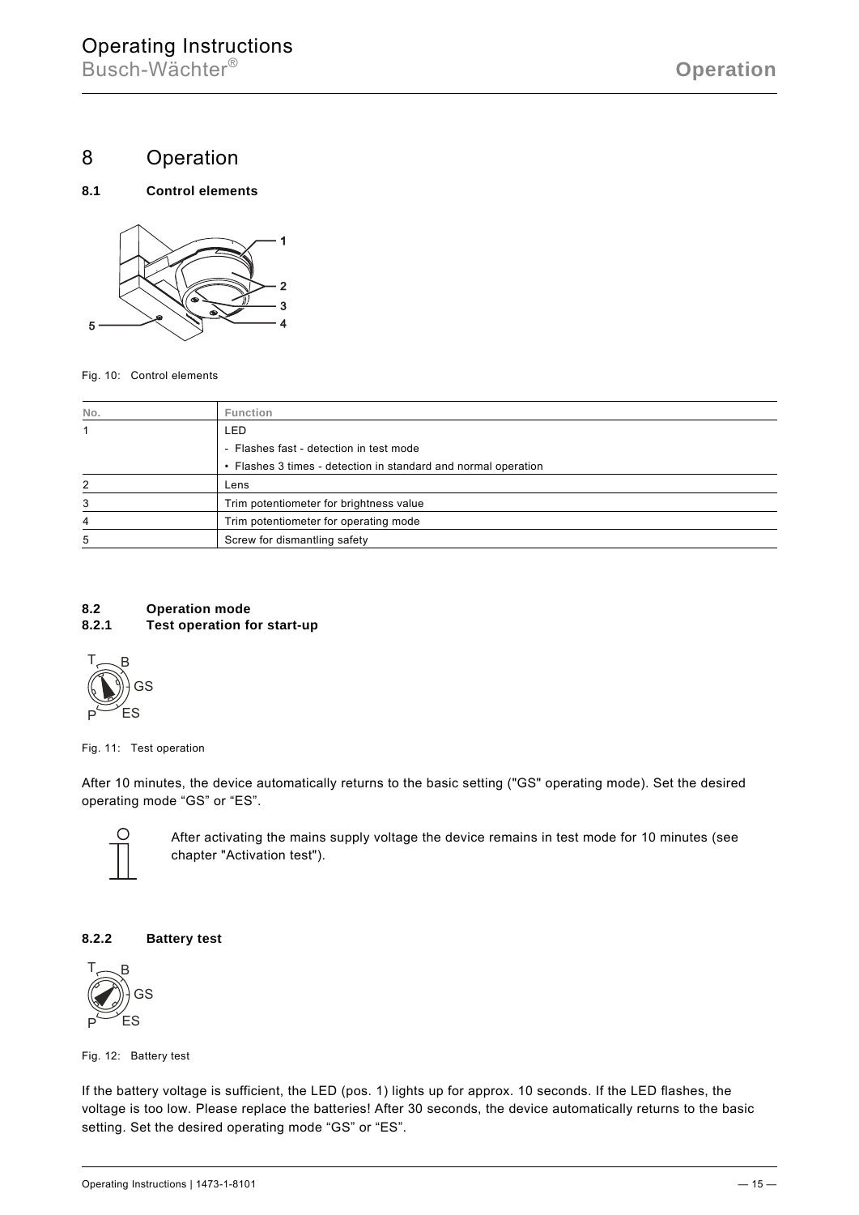# 8 Operation

### 8.1 Control elements

Fig. 10: Control elements

| No. | Function |
|---|---|
| 1 | LED |
| | - Flashes fast - detection in test mode |
| | • Flashes 3 times - detection in standard and normal operation |
| 2 | Lens |
| 3 | Trim potentiometer for brightness value |
| 4 | Trim potentiometer for operating mode |
| 5 | Screw for dismantling safety |

### 8.2 Operation mode

#### 8.2.1 Test operation for start-up

Fig. 11: Test operation

After 10 minutes, the device automatically returns to the basic setting ("GS" operating mode). Set the desired operating mode “GS” or “ES”.

After activating the mains supply voltage the device remains in test mode for 10 minutes (see chapter "Activation test").

#### 8.2.2 Battery test

Fig. 12: Battery test

If the battery voltage is sufficient, the LED (pos. 1) lights up for approx. 10 seconds. If the LED flashes, the voltage is too low. Please replace the batteries! After 30 seconds, the device automatically returns to the basic setting. Set the desired operating mode “GS” or “ES”.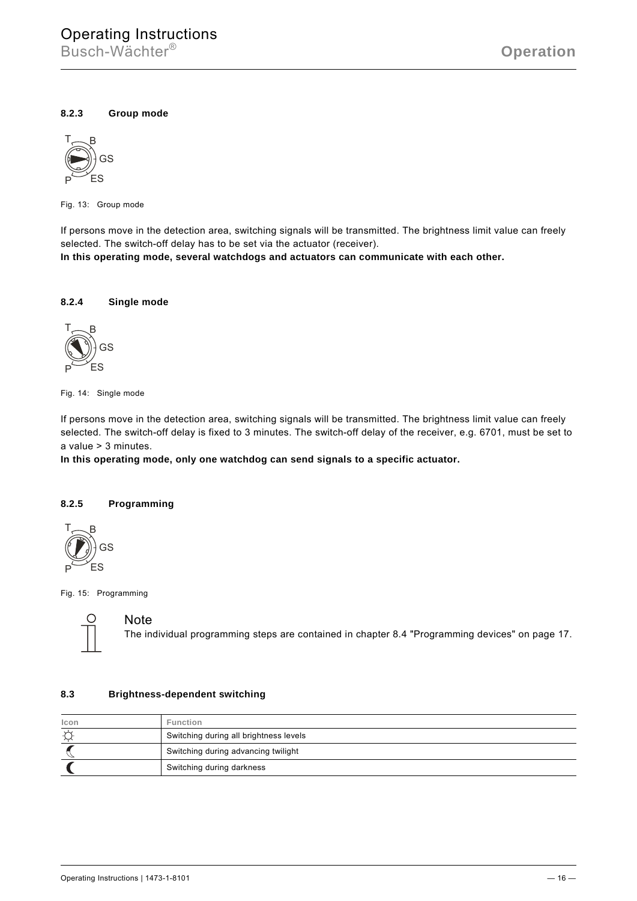### 8.2.3 Group mode

Fig. 13: Group mode

If persons move in the detection area, switching signals will be transmitted. The brightness limit value can freely selected. The switch-off delay has to be set via the actuator (receiver).
**In this operating mode, several watchdogs and actuators can communicate with each other.**

### 8.2.4 Single mode

Fig. 14: Single mode

If persons move in the detection area, switching signals will be transmitted. The brightness limit value can freely selected. The switch-off delay is fixed to 3 minutes. The switch-off delay of the receiver, e.g. 6701, must be set to a value > 3 minutes.
**In this operating mode, only one watchdog can send signals to a specific actuator.**

### 8.2.5 Programming

Fig. 15: Programming

**Note**
The individual programming steps are contained in chapter 8.4 "Programming devices" on page 17.

## 8.3 Brightness-dependent switching

| Icon | Function |
|---|---|
| ☼ | Switching during all brightness levels |
| ☾ | Switching during advancing twilight |
| ☾ | Switching during darkness |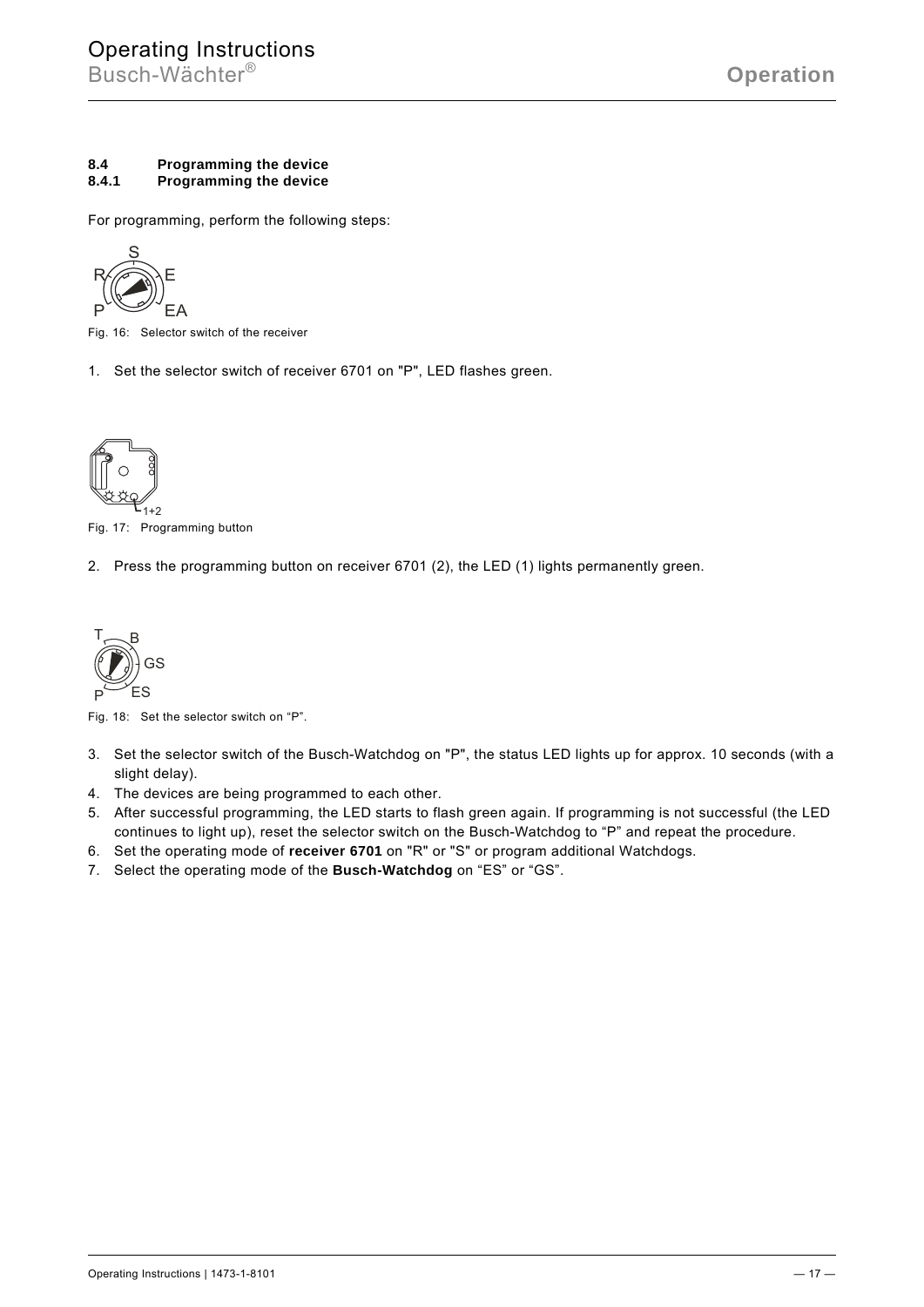## 8.4 Programming the device

### 8.4.1 Programming the device

For programming, perform the following steps:

Fig. 16: Selector switch of the receiver

1. Set the selector switch of receiver 6701 on "P", LED flashes green.

Fig. 17: Programming button

2. Press the programming button on receiver 6701 (2), the LED (1) lights permanently green.

Fig. 18: Set the selector switch on “P”.

3. Set the selector switch of the Busch-Watchdog on "P", the status LED lights up for approx. 10 seconds (with a slight delay).
4. The devices are being programmed to each other.
5. After successful programming, the LED starts to flash green again. If programming is not successful (the LED continues to light up), reset the selector switch on the Busch-Watchdog to “P” and repeat the procedure.
6. Set the operating mode of **receiver 6701** on "R" or "S" or program additional Watchdogs.
7. Select the operating mode of the **Busch-Watchdog** on “ES” or “GS”.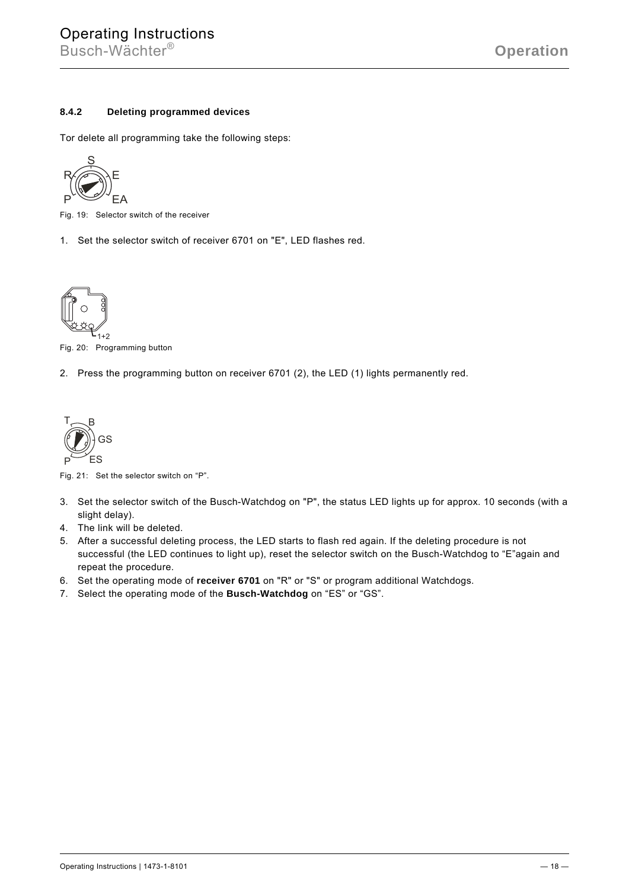### 8.4.2 Deleting programmed devices

Tor delete all programming take the following steps:

Fig. 19: Selector switch of the receiver

1. Set the selector switch of receiver 6701 on "E", LED flashes red.

Fig. 20: Programming button

2. Press the programming button on receiver 6701 (2), the LED (1) lights permanently red.

Fig. 21: Set the selector switch on “P”.

3. Set the selector switch of the Busch-Watchdog on "P", the status LED lights up for approx. 10 seconds (with a slight delay).
4. The link will be deleted.
5. After a successful deleting process, the LED starts to flash red again. If the deleting procedure is not successful (the LED continues to light up), reset the selector switch on the Busch-Watchdog to “E”again and repeat the procedure.
6. Set the operating mode of **receiver 6701** on "R" or "S" or program additional Watchdogs.
7. Select the operating mode of the **Busch-Watchdog** on “ES” or “GS”.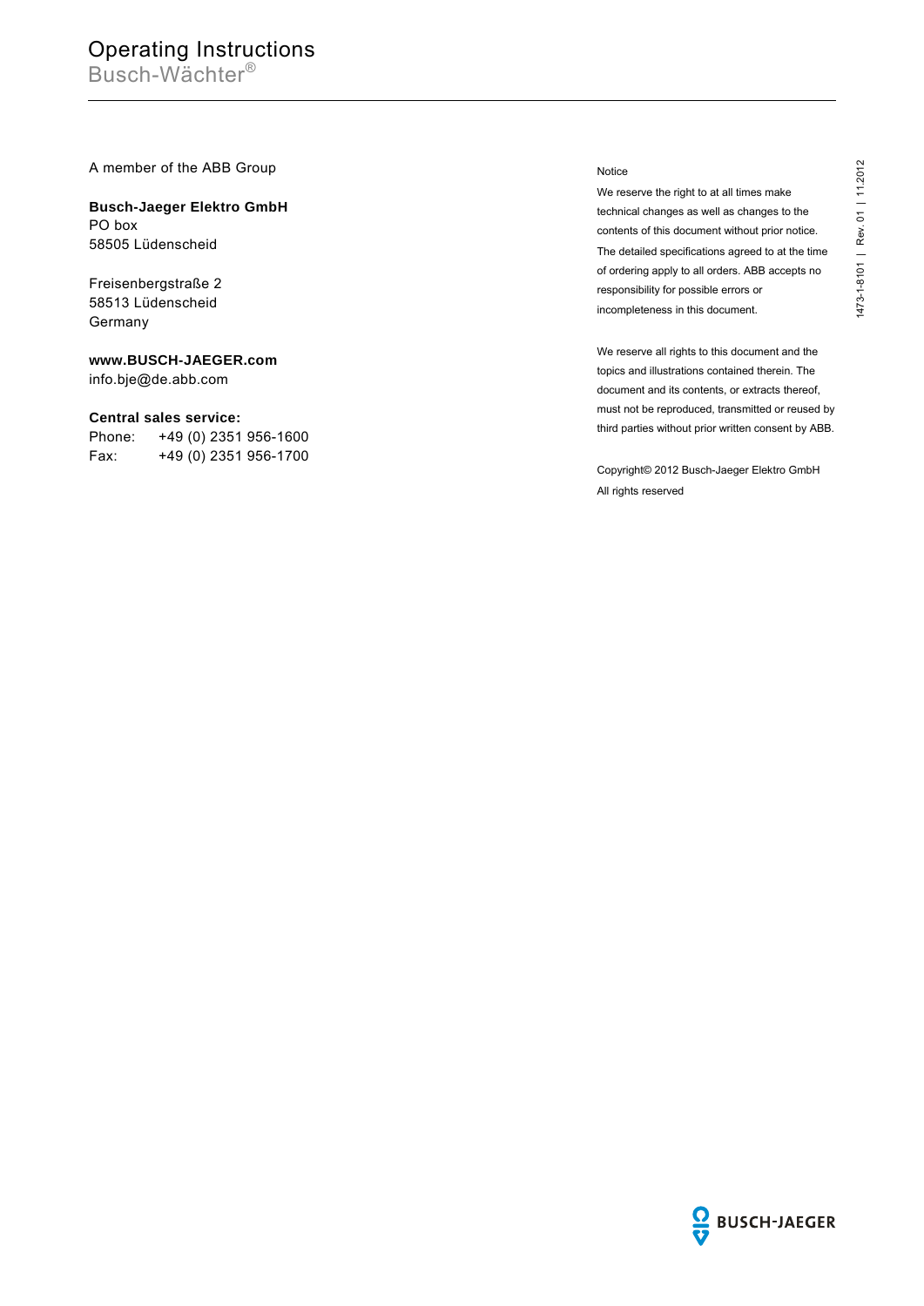# Operating Instructions
## Busch-Wächter®

A member of the ABB Group

**Busch-Jaeger Elektro GmbH**
PO box
58505 Lüdenscheid

Freisenbergstraße 2
58513 Lüdenscheid
Germany

**www.BUSCH-JAEGER.com**
info.bje@de.abb.com

**Central sales service:**
Phone: +49 (0) 2351 956-1600
Fax: +49 (0) 2351 956-1700

Notice

We reserve the right to at all times make technical changes as well as changes to the contents of this document without prior notice. The detailed specifications agreed to at the time of ordering apply to all orders. ABB accepts no responsibility for possible errors or incompleteness in this document.

We reserve all rights to this document and the topics and illustrations contained therein. The document and its contents, or extracts thereof, must not be reproduced, transmitted or reused by third parties without prior written consent by ABB.

Copyright© 2012 Busch-Jaeger Elektro GmbH
All rights reserved

1473-1-8101 | Rev. 01 | 11.2012

BUSCH-JAEGER